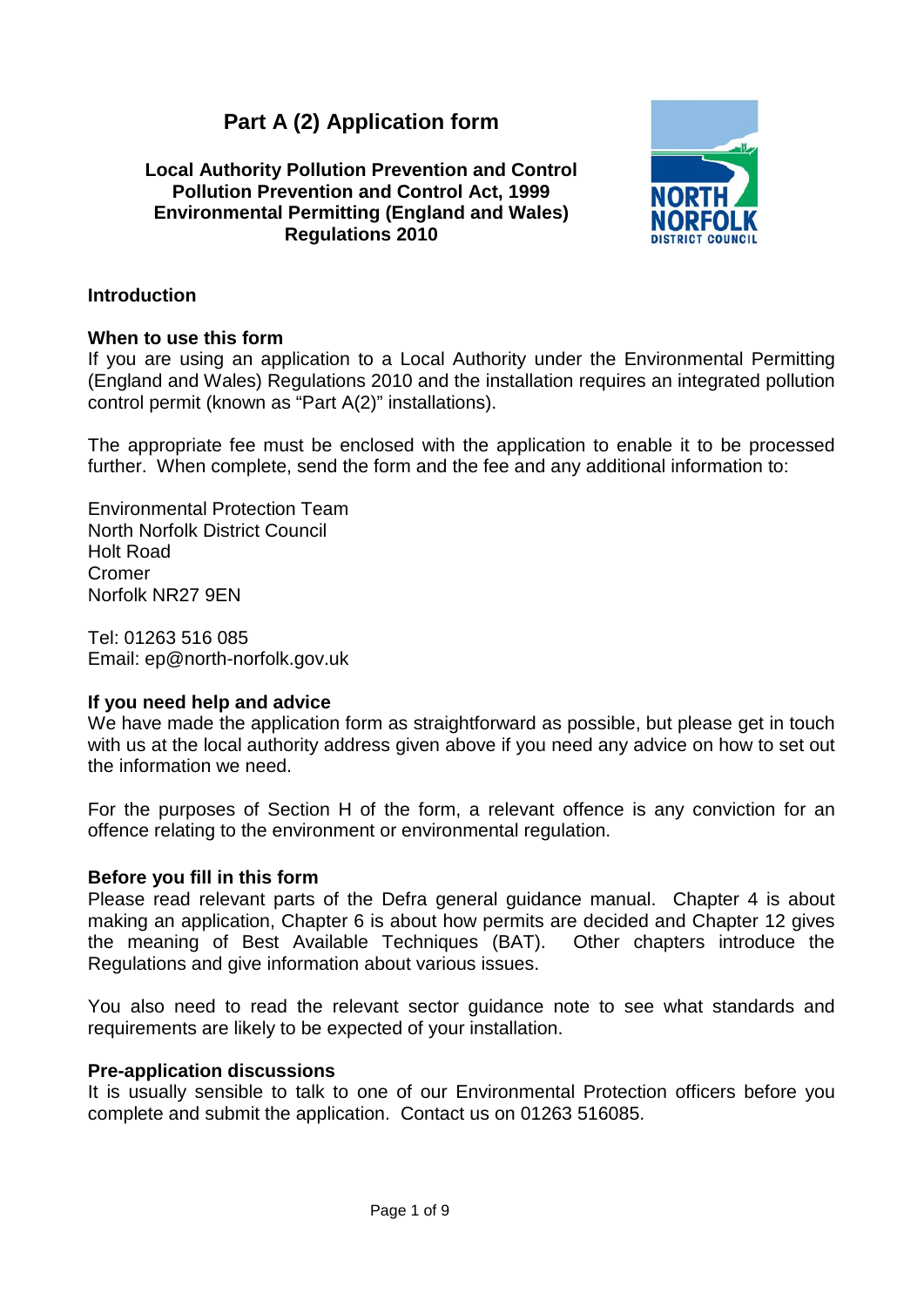# Part A (2) Application form

**Local Authority Pollution Prevention and Control**
**Pollution Prevention and Control Act, 1999**
**Environmental Permitting (England and Wales) Regulations 2010**

## Introduction

### When to use this form

If you are using an application to a Local Authority under the Environmental Permitting (England and Wales) Regulations 2010 and the installation requires an integrated pollution control permit (known as "Part A(2)" installations).

The appropriate fee must be enclosed with the application to enable it to be processed further. When complete, send the form and the fee and any additional information to:

Environmental Protection Team
North Norfolk District Council
Holt Road
Cromer
Norfolk NR27 9EN

Tel: 01263 516 085
Email: ep@north-norfolk.gov.uk

### If you need help and advice

We have made the application form as straightforward as possible, but please get in touch with us at the local authority address given above if you need any advice on how to set out the information we need.

For the purposes of Section H of the form, a relevant offence is any conviction for an offence relating to the environment or environmental regulation.

### Before you fill in this form

Please read relevant parts of the Defra general guidance manual. Chapter 4 is about making an application, Chapter 6 is about how permits are decided and Chapter 12 gives the meaning of Best Available Techniques (BAT). Other chapters introduce the Regulations and give information about various issues.

You also need to read the relevant sector guidance note to see what standards and requirements are likely to be expected of your installation.

### Pre-application discussions

It is usually sensible to talk to one of our Environmental Protection officers before you complete and submit the application. Contact us on 01263 516085.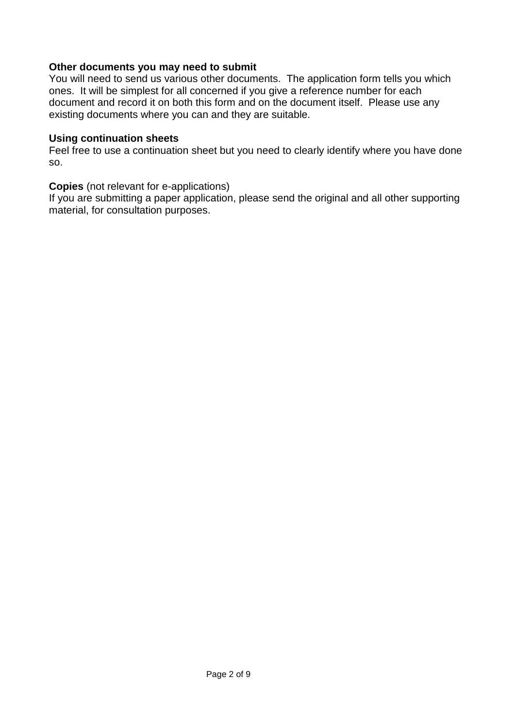**Other documents you may need to submit**
You will need to send us various other documents. The application form tells you which ones. It will be simplest for all concerned if you give a reference number for each document and record it on both this form and on the document itself. Please use any existing documents where you can and they are suitable.

**Using continuation sheets**
Feel free to use a continuation sheet but you need to clearly identify where you have done so.

**Copies** (not relevant for e-applications)
If you are submitting a paper application, please send the original and all other supporting material, for consultation purposes.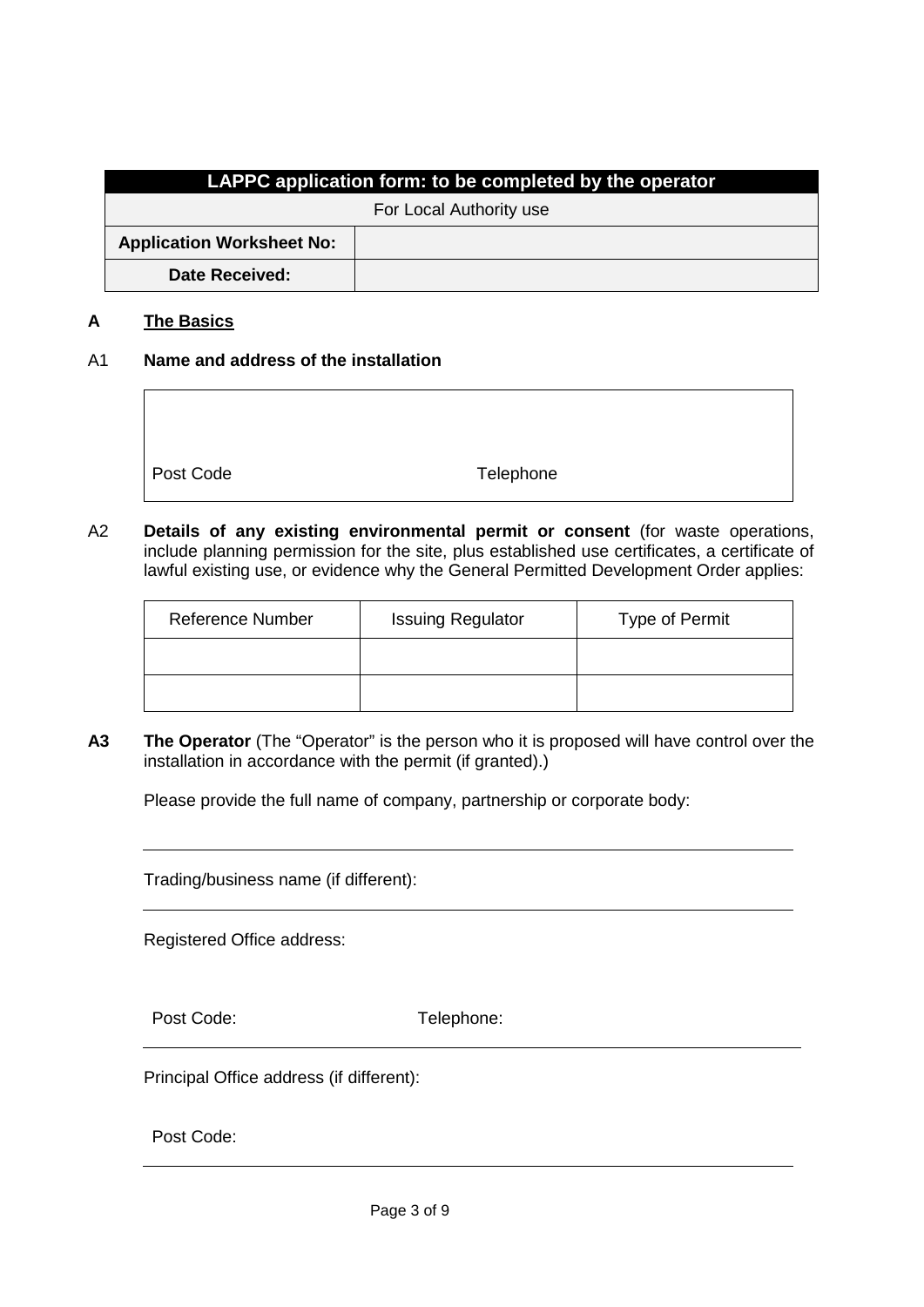| LAPPC application form: to be completed by the operator | |
|---|---|
| For Local Authority use | |
| **Application Worksheet No:** | |
| **Date Received:** | |

## A The Basics

**A1 Name and address of the installation**

Post Code Telephone

**A2 Details of any existing environmental permit or consent** (for waste operations, include planning permission for the site, plus established use certificates, a certificate of lawful existing use, or evidence why the General Permitted Development Order applies:

| Reference Number | Issuing Regulator | Type of Permit |
|---|---|---|
| | | |
| | | |

**A3 The Operator** (The "Operator" is the person who it is proposed will have control over the installation in accordance with the permit (if granted).)

Please provide the full name of company, partnership or corporate body:

Trading/business name (if different):

Registered Office address:

Post Code: Telephone:

Principal Office address (if different):

Post Code: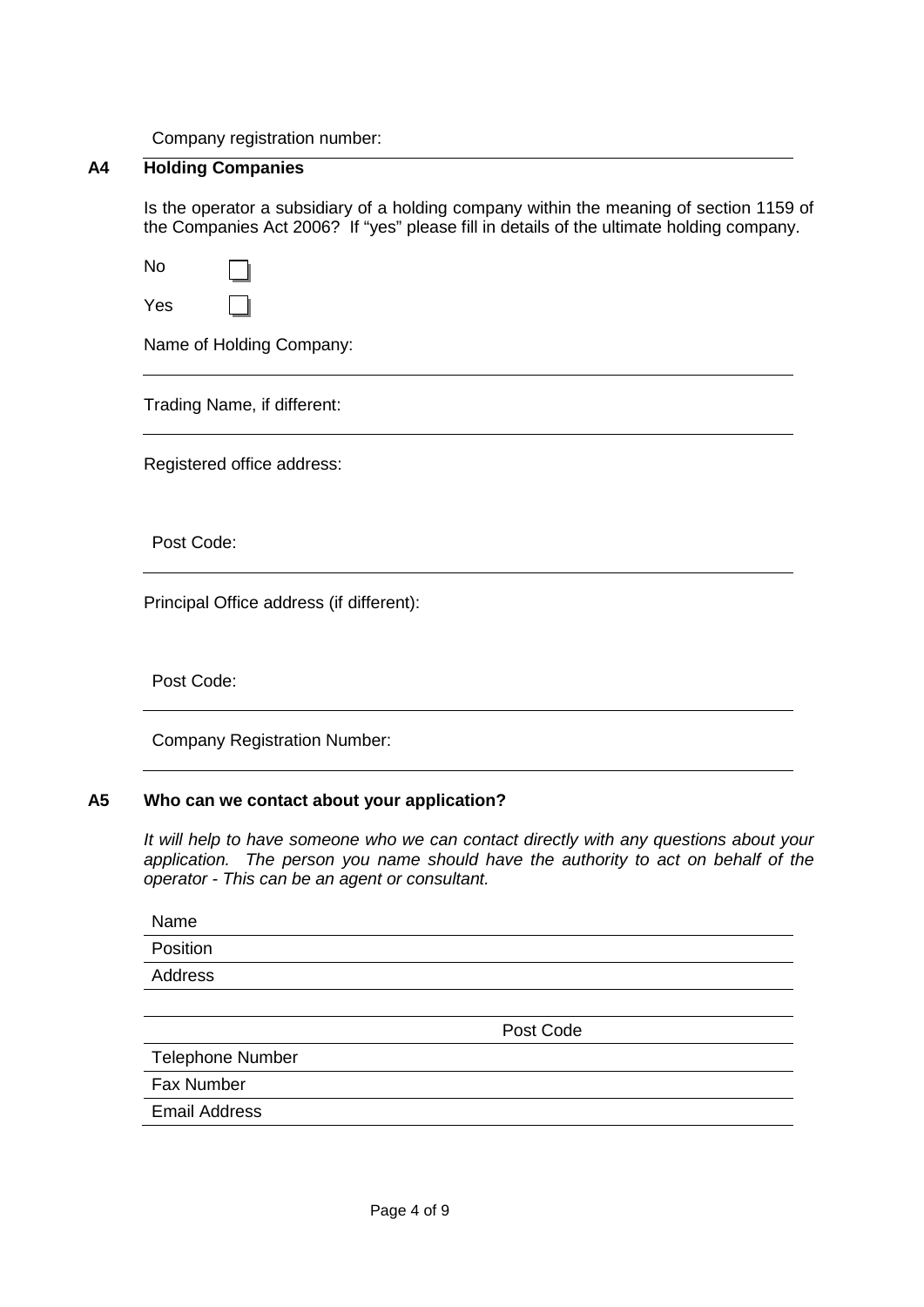Company registration number:

### A4 Holding Companies

Is the operator a subsidiary of a holding company within the meaning of section 1159 of the Companies Act 2006? If "yes" please fill in details of the ultimate holding company.

No ☐

Yes ☐

Name of Holding Company:

Trading Name, if different:

Registered office address:

Post Code:

Principal Office address (if different):

Post Code:

Company Registration Number:

### A5 Who can we contact about your application?

*It will help to have someone who we can contact directly with any questions about your application. The person you name should have the authority to act on behalf of the operator - This can be an agent or consultant.*

Name

Position

Address

Post Code

Telephone Number

Fax Number

Email Address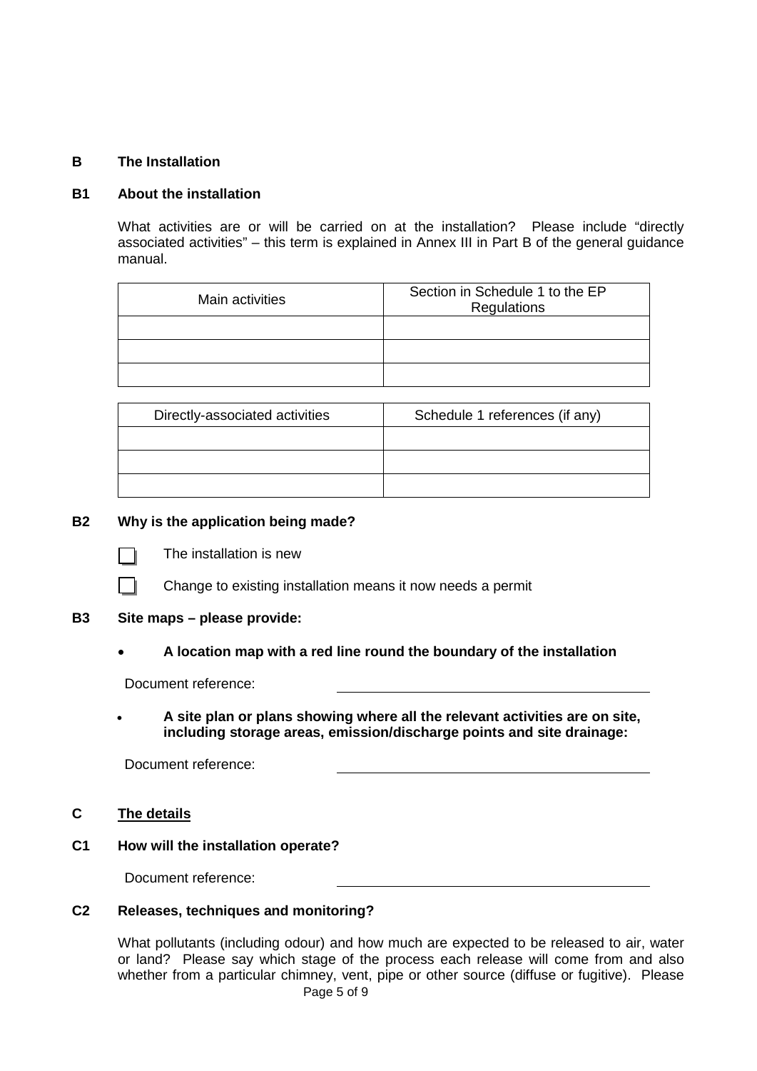## B The Installation

### B1 About the installation

What activities are or will be carried on at the installation? Please include "directly associated activities" – this term is explained in Annex III in Part B of the general guidance manual.

| Main activities | Section in Schedule 1 to the EP Regulations |
| --- | --- |
| | |
| | |
| | |

| Directly-associated activities | Schedule 1 references (if any) |
| --- | --- |
| | |
| | |
| | |

### B2 Why is the application being made?

☐ The installation is new

☐ Change to existing installation means it now needs a permit

### B3 Site maps – please provide:

- **A location map with a red line round the boundary of the installation**

Document reference: ____________________

- **A site plan or plans showing where all the relevant activities are on site, including storage areas, emission/discharge points and site drainage:**

Document reference: ____________________

## C The details

### C1 How will the installation operate?

Document reference: ____________________

### C2 Releases, techniques and monitoring?

What pollutants (including odour) and how much are expected to be released to air, water or land? Please say which stage of the process each release will come from and also whether from a particular chimney, vent, pipe or other source (diffuse or fugitive). Please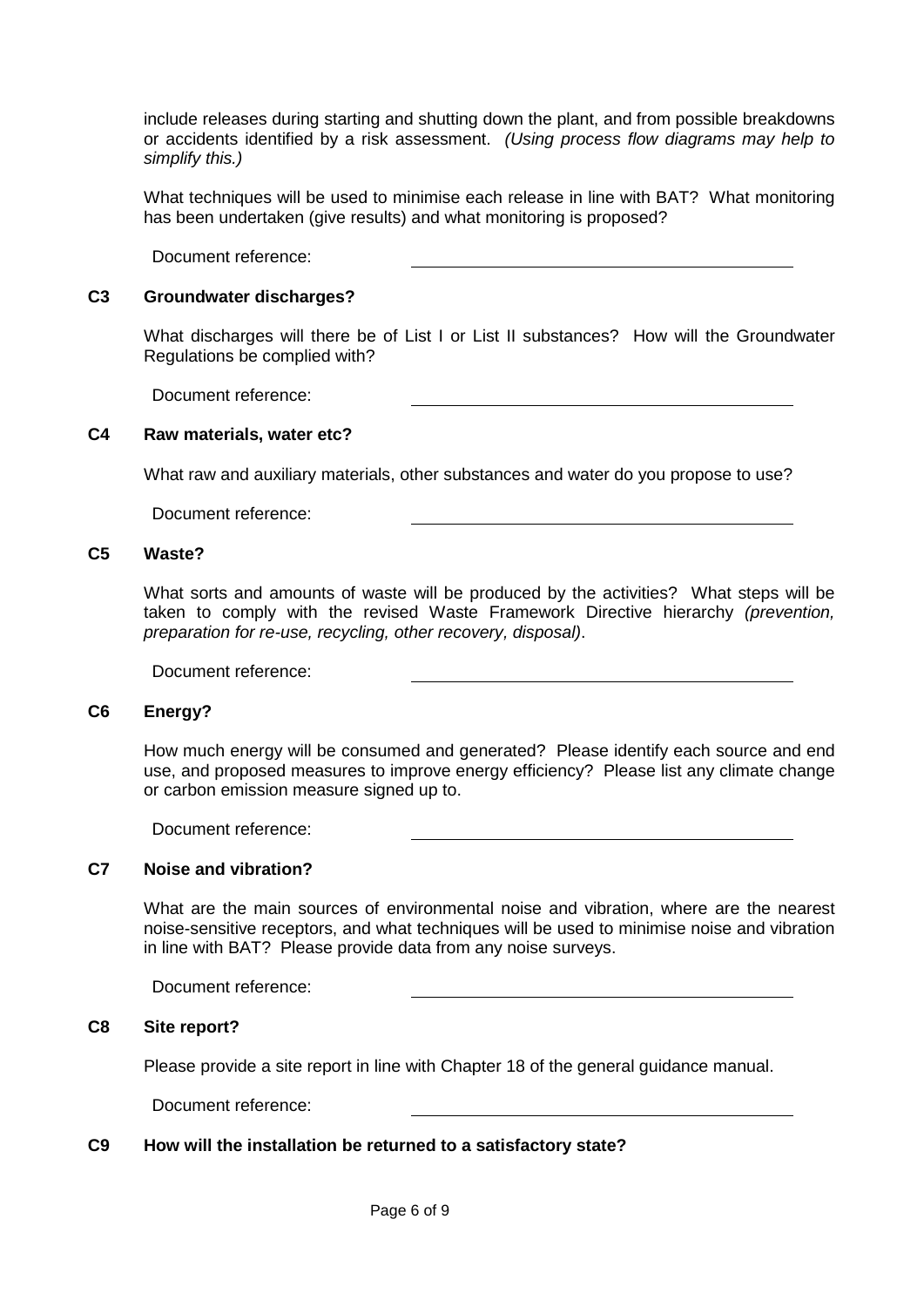include releases during starting and shutting down the plant, and from possible breakdowns or accidents identified by a risk assessment. *(Using process flow diagrams may help to simplify this.)*

What techniques will be used to minimise each release in line with BAT? What monitoring has been undertaken (give results) and what monitoring is proposed?

Document reference: ______________________

### C3 Groundwater discharges?

What discharges will there be of List I or List II substances? How will the Groundwater Regulations be complied with?

Document reference: ______________________

### C4 Raw materials, water etc?

What raw and auxiliary materials, other substances and water do you propose to use?

Document reference: ______________________

### C5 Waste?

What sorts and amounts of waste will be produced by the activities? What steps will be taken to comply with the revised Waste Framework Directive hierarchy *(prevention, preparation for re-use, recycling, other recovery, disposal)*.

Document reference: ______________________

### C6 Energy?

How much energy will be consumed and generated? Please identify each source and end use, and proposed measures to improve energy efficiency? Please list any climate change or carbon emission measure signed up to.

Document reference: ______________________

### C7 Noise and vibration?

What are the main sources of environmental noise and vibration, where are the nearest noise-sensitive receptors, and what techniques will be used to minimise noise and vibration in line with BAT? Please provide data from any noise surveys.

Document reference: ______________________

### C8 Site report?

Please provide a site report in line with Chapter 18 of the general guidance manual.

Document reference: ______________________

### C9 How will the installation be returned to a satisfactory state?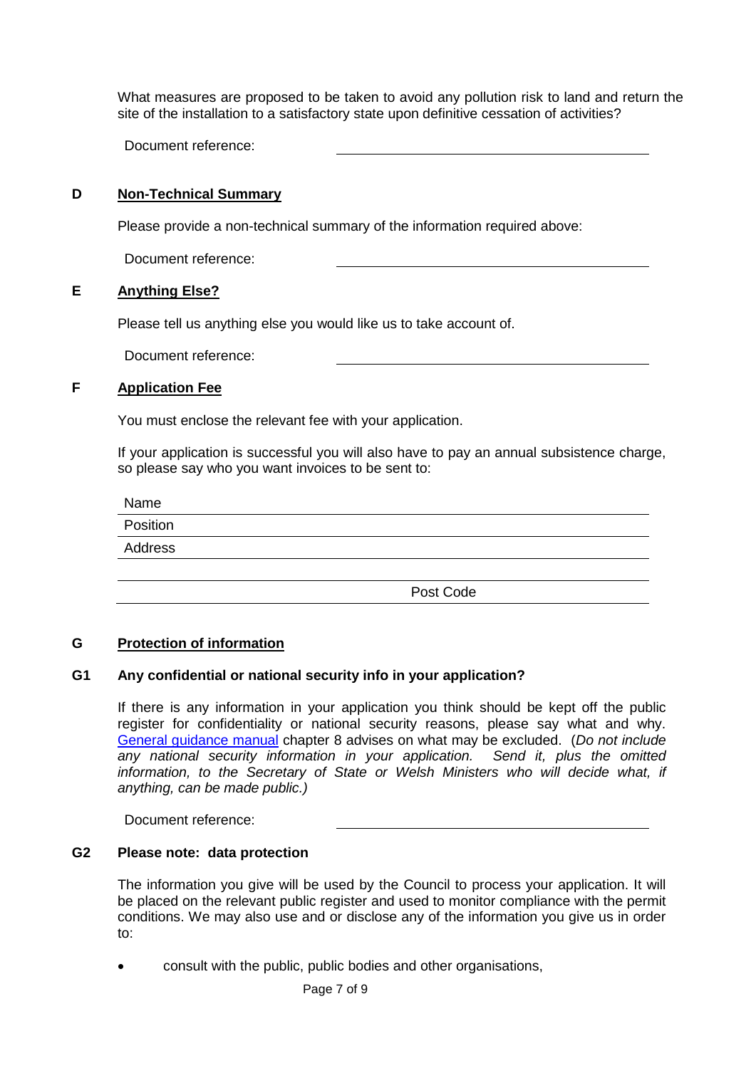What measures are proposed to be taken to avoid any pollution risk to land and return the site of the installation to a satisfactory state upon definitive cessation of activities?

Document reference: \_\_\_\_\_\_\_\_\_\_\_\_\_\_\_\_\_\_\_\_

## D Non-Technical Summary

Please provide a non-technical summary of the information required above:

Document reference: \_\_\_\_\_\_\_\_\_\_\_\_\_\_\_\_\_\_\_\_

## E Anything Else?

Please tell us anything else you would like us to take account of.

Document reference: \_\_\_\_\_\_\_\_\_\_\_\_\_\_\_\_\_\_\_\_

## F Application Fee

You must enclose the relevant fee with your application.

If your application is successful you will also have to pay an annual subsistence charge, so please say who you want invoices to be sent to:

Name \_\_\_\_\_\_\_\_\_\_\_\_\_\_\_\_\_\_\_\_

Position \_\_\_\_\_\_\_\_\_\_\_\_\_\_\_\_\_\_\_\_

Address \_\_\_\_\_\_\_\_\_\_\_\_\_\_\_\_\_\_\_\_

\_\_\_\_\_\_\_\_\_\_\_\_\_\_\_\_\_\_\_\_

Post Code \_\_\_\_\_\_\_\_\_\_\_\_\_\_\_\_\_\_\_\_

## G Protection of information

### G1 Any confidential or national security info in your application?

If there is any information in your application you think should be kept off the public register for confidentiality or national security reasons, please say what and why. General guidance manual chapter 8 advises on what may be excluded. (*Do not include any national security information in your application. Send it, plus the omitted information, to the Secretary of State or Welsh Ministers who will decide what, if anything, can be made public.*)

Document reference: \_\_\_\_\_\_\_\_\_\_\_\_\_\_\_\_\_\_\_\_

### G2 Please note: data protection

The information you give will be used by the Council to process your application. It will be placed on the relevant public register and used to monitor compliance with the permit conditions. We may also use and or disclose any of the information you give us in order to:

- consult with the public, public bodies and other organisations,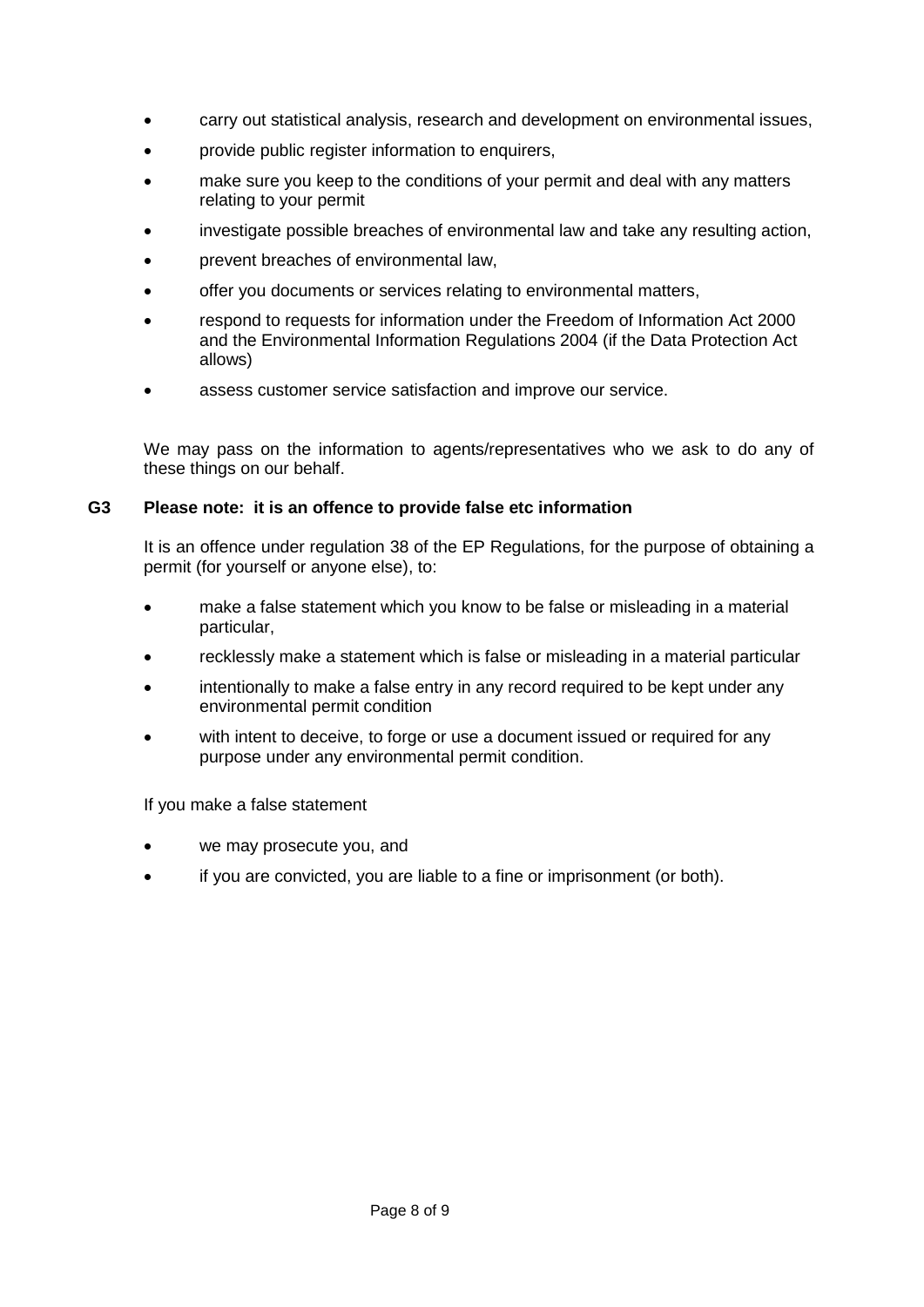- carry out statistical analysis, research and development on environmental issues,
- provide public register information to enquirers,
- make sure you keep to the conditions of your permit and deal with any matters relating to your permit
- investigate possible breaches of environmental law and take any resulting action,
- prevent breaches of environmental law,
- offer you documents or services relating to environmental matters,
- respond to requests for information under the Freedom of Information Act 2000 and the Environmental Information Regulations 2004 (if the Data Protection Act allows)
- assess customer service satisfaction and improve our service.

We may pass on the information to agents/representatives who we ask to do any of these things on our behalf.

**G3 Please note: it is an offence to provide false etc information**

It is an offence under regulation 38 of the EP Regulations, for the purpose of obtaining a permit (for yourself or anyone else), to:

- make a false statement which you know to be false or misleading in a material particular,
- recklessly make a statement which is false or misleading in a material particular
- intentionally to make a false entry in any record required to be kept under any environmental permit condition
- with intent to deceive, to forge or use a document issued or required for any purpose under any environmental permit condition.

If you make a false statement

- we may prosecute you, and
- if you are convicted, you are liable to a fine or imprisonment (or both).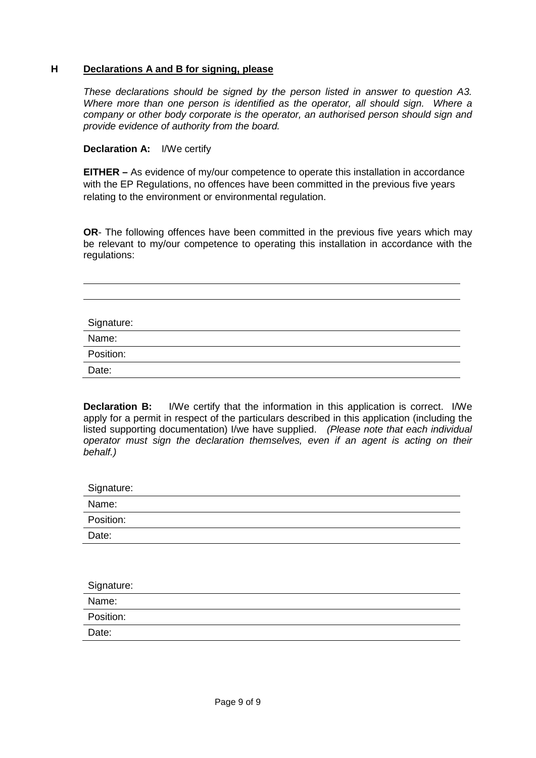## H Declarations A and B for signing, please

*These declarations should be signed by the person listed in answer to question A3. Where more than one person is identified as the operator, all should sign. Where a company or other body corporate is the operator, an authorised person should sign and provide evidence of authority from the board.*

**Declaration A:** I/We certify

**EITHER –** As evidence of my/our competence to operate this installation in accordance with the EP Regulations, no offences have been committed in the previous five years relating to the environment or environmental regulation.

**OR**- The following offences have been committed in the previous five years which may be relevant to my/our competence to operating this installation in accordance with the regulations:

\_\_\_\_\_\_\_\_\_\_\_\_\_\_\_\_\_\_\_\_\_\_\_\_\_\_\_\_\_\_\_\_\_\_\_\_\_\_\_\_

\_\_\_\_\_\_\_\_\_\_\_\_\_\_\_\_\_\_\_\_\_\_\_\_\_\_\_\_\_\_\_\_\_\_\_\_\_\_\_\_

Signature:

Name:

Position:

Date:

**Declaration B:** I/We certify that the information in this application is correct. I/We apply for a permit in respect of the particulars described in this application (including the listed supporting documentation) I/we have supplied. *(Please note that each individual operator must sign the declaration themselves, even if an agent is acting on their behalf.)*

Signature:

Name:

Position:

Date:

Signature:

Name:

Position:

Date: